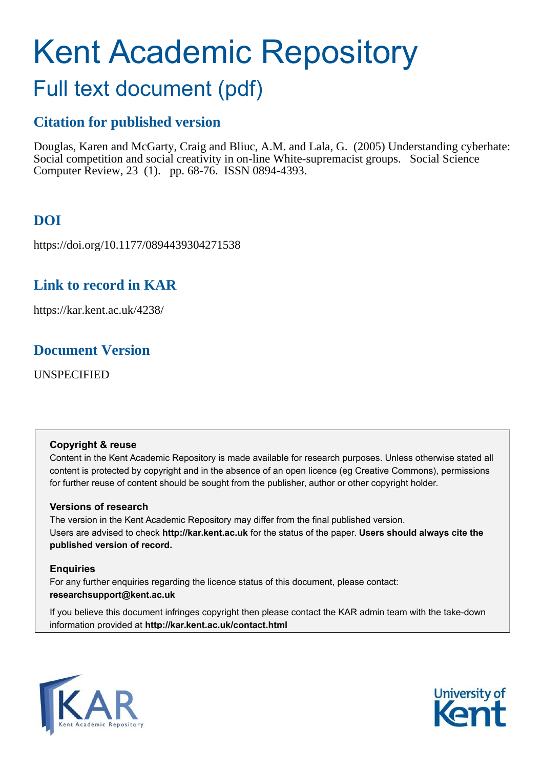# Kent Academic Repository

## Full text document (pdf)

### Citation for published version

Douglas, Karen and McGarty, Craig and Bliuc, A.M. and Lala, G. (2005) Understanding cyberhate: Social competition and social creativity in on-line White-supremacist groups. Social Science Computer Review, 23 (1). pp. 68-76. ISSN 0894-4393.

### DOI

https://doi.org/10.1177/0894439304271538

### Link to record in KAR

https://kar.kent.ac.uk/4238/

### Document Version

UNSPECIFIED

**Copyright & reuse**

Content in the Kent Academic Repository is made available for research purposes. Unless otherwise stated all content is protected by copyright and in the absence of an open licence (eg Creative Commons), permissions for further reuse of content should be sought from the publisher, author or other copyright holder.

**Versions of research**

The version in the Kent Academic Repository may differ from the final published version. Users are advised to check **http://kar.kent.ac.uk** for the status of the paper. **Users should always cite the published version of record.**

**Enquiries**

For any further enquiries regarding the licence status of this document, please contact: **researchsupport@kent.ac.uk**

If you believe this document infringes copyright then please contact the KAR admin team with the take-down information provided at **http://kar.kent.ac.uk/contact.html**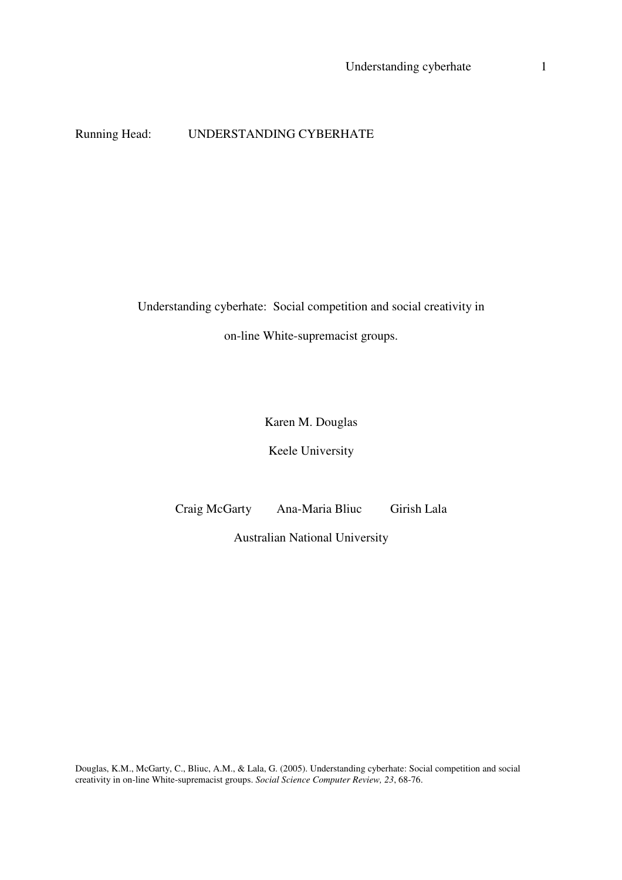Running Head: UNDERSTANDING CYBERHATE

# Understanding cyberhate: Social competition and social creativity in on-line White-supremacist groups.

Karen M. Douglas

Keele University

Craig McGarty Ana-Maria Bliuc Girish Lala

Australian National University

Douglas, K.M., McGarty, C., Bliuc, A.M., & Lala, G. (2005). Understanding cyberhate: Social competition and social creativity in on-line White-supremacist groups. *Social Science Computer Review, 23*, 68-76.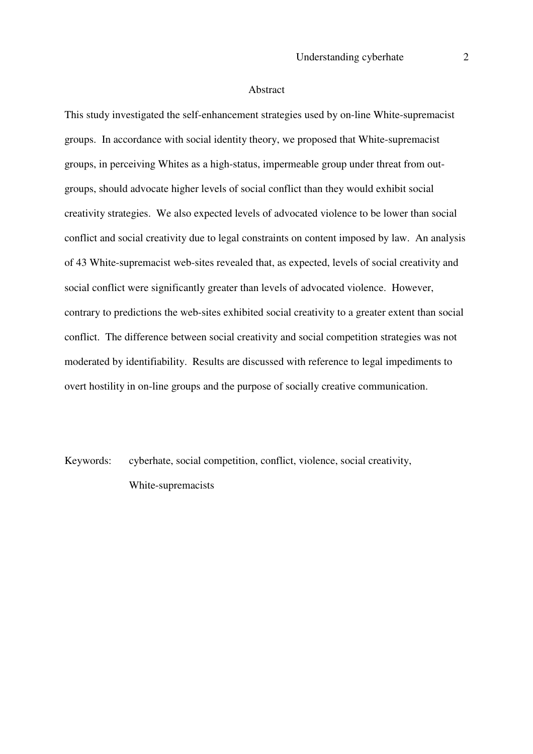## Abstract

This study investigated the self-enhancement strategies used by on-line White-supremacist groups. In accordance with social identity theory, we proposed that White-supremacist groups, in perceiving Whites as a high-status, impermeable group under threat from out-groups, should advocate higher levels of social conflict than they would exhibit social creativity strategies. We also expected levels of advocated violence to be lower than social conflict and social creativity due to legal constraints on content imposed by law. An analysis of 43 White-supremacist web-sites revealed that, as expected, levels of social creativity and social conflict were significantly greater than levels of advocated violence. However, contrary to predictions the web-sites exhibited social creativity to a greater extent than social conflict. The difference between social creativity and social competition strategies was not moderated by identifiability. Results are discussed with reference to legal impediments to overt hostility in on-line groups and the purpose of socially creative communication.

Keywords: cyberhate, social competition, conflict, violence, social creativity, White-supremacists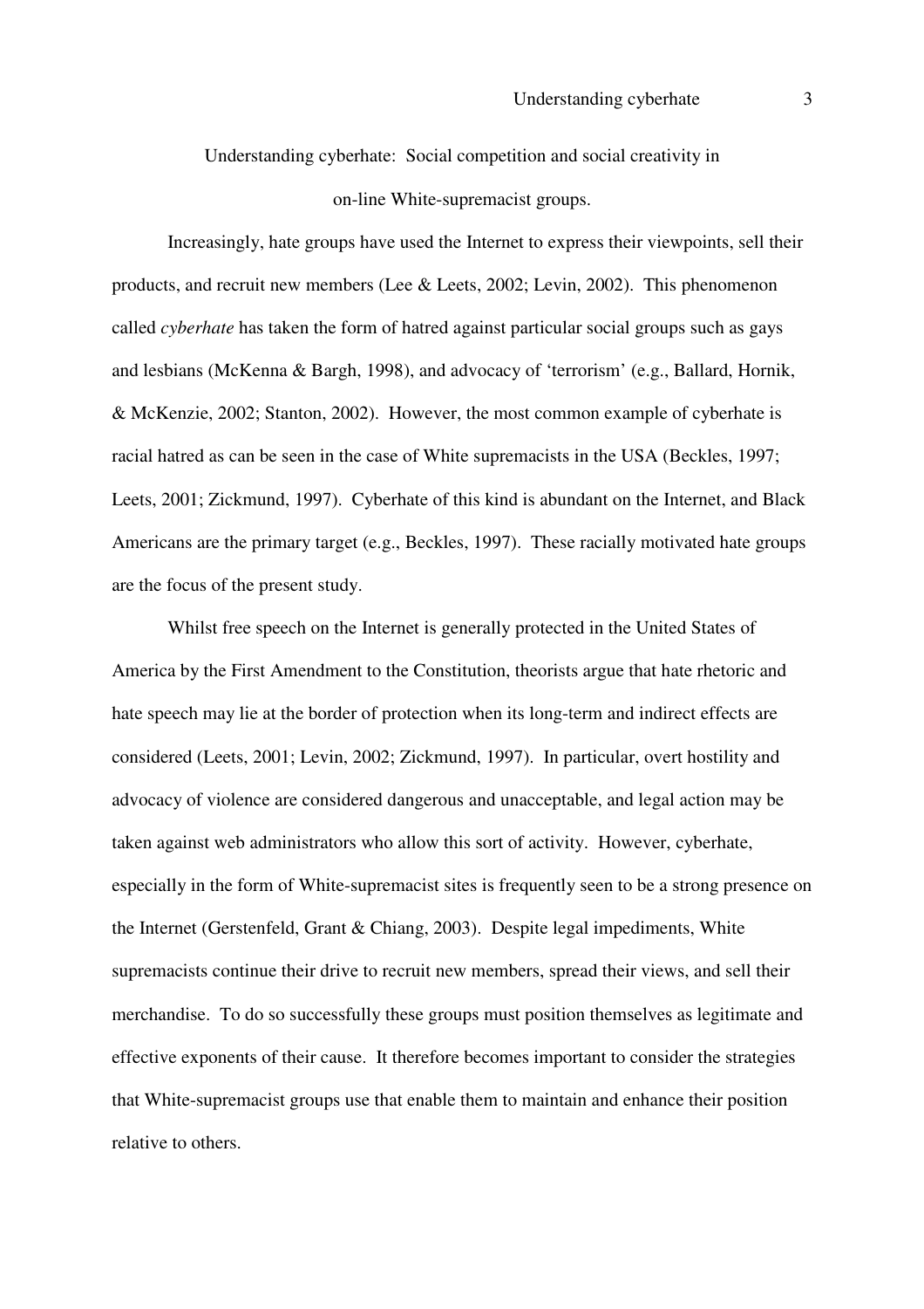# Understanding cyberhate: Social competition and social creativity in on-line White-supremacist groups.

Increasingly, hate groups have used the Internet to express their viewpoints, sell their products, and recruit new members (Lee & Leets, 2002; Levin, 2002). This phenomenon called *cyberhate* has taken the form of hatred against particular social groups such as gays and lesbians (McKenna & Bargh, 1998), and advocacy of 'terrorism' (e.g., Ballard, Hornik, & McKenzie, 2002; Stanton, 2002). However, the most common example of cyberhate is racial hatred as can be seen in the case of White supremacists in the USA (Beckles, 1997; Leets, 2001; Zickmund, 1997). Cyberhate of this kind is abundant on the Internet, and Black Americans are the primary target (e.g., Beckles, 1997). These racially motivated hate groups are the focus of the present study.

Whilst free speech on the Internet is generally protected in the United States of America by the First Amendment to the Constitution, theorists argue that hate rhetoric and hate speech may lie at the border of protection when its long-term and indirect effects are considered (Leets, 2001; Levin, 2002; Zickmund, 1997). In particular, overt hostility and advocacy of violence are considered dangerous and unacceptable, and legal action may be taken against web administrators who allow this sort of activity. However, cyberhate, especially in the form of White-supremacist sites is frequently seen to be a strong presence on the Internet (Gerstenfeld, Grant & Chiang, 2003). Despite legal impediments, White supremacists continue their drive to recruit new members, spread their views, and sell their merchandise. To do so successfully these groups must position themselves as legitimate and effective exponents of their cause. It therefore becomes important to consider the strategies that White-supremacist groups use that enable them to maintain and enhance their position relative to others.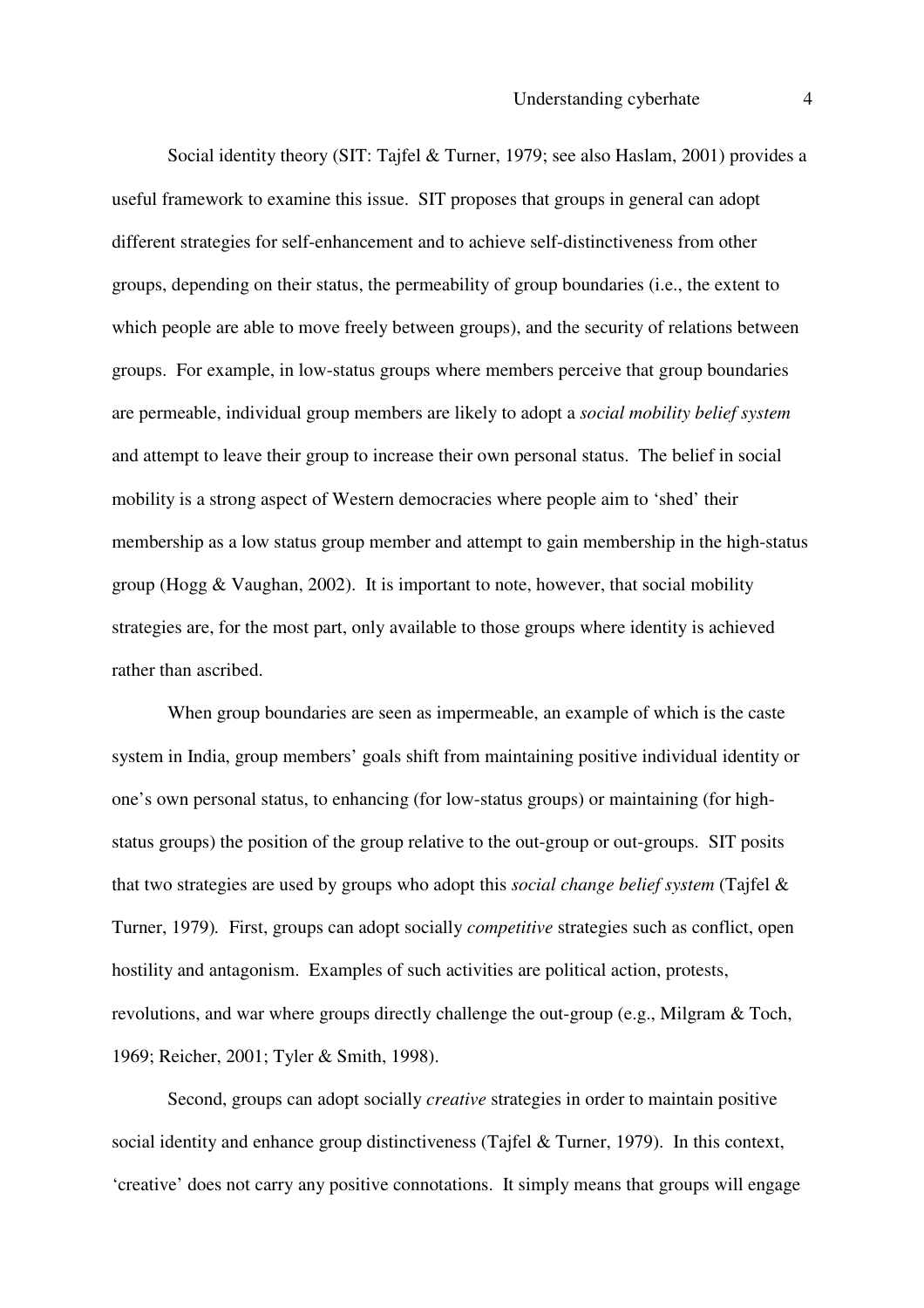Social identity theory (SIT: Tajfel & Turner, 1979; see also Haslam, 2001) provides a useful framework to examine this issue. SIT proposes that groups in general can adopt different strategies for self-enhancement and to achieve self-distinctiveness from other groups, depending on their status, the permeability of group boundaries (i.e., the extent to which people are able to move freely between groups), and the security of relations between groups. For example, in low-status groups where members perceive that group boundaries are permeable, individual group members are likely to adopt a *social mobility belief system* and attempt to leave their group to increase their own personal status. The belief in social mobility is a strong aspect of Western democracies where people aim to 'shed' their membership as a low status group member and attempt to gain membership in the high-status group (Hogg & Vaughan, 2002). It is important to note, however, that social mobility strategies are, for the most part, only available to those groups where identity is achieved rather than ascribed.

When group boundaries are seen as impermeable, an example of which is the caste system in India, group members' goals shift from maintaining positive individual identity or one's own personal status, to enhancing (for low-status groups) or maintaining (for high-status groups) the position of the group relative to the out-group or out-groups. SIT posits that two strategies are used by groups who adopt this *social change belief system* (Tajfel & Turner, 1979). First, groups can adopt socially *competitive* strategies such as conflict, open hostility and antagonism. Examples of such activities are political action, protests, revolutions, and war where groups directly challenge the out-group (e.g., Milgram & Toch, 1969; Reicher, 2001; Tyler & Smith, 1998).

Second, groups can adopt socially *creative* strategies in order to maintain positive social identity and enhance group distinctiveness (Tajfel & Turner, 1979). In this context, 'creative' does not carry any positive connotations. It simply means that groups will engage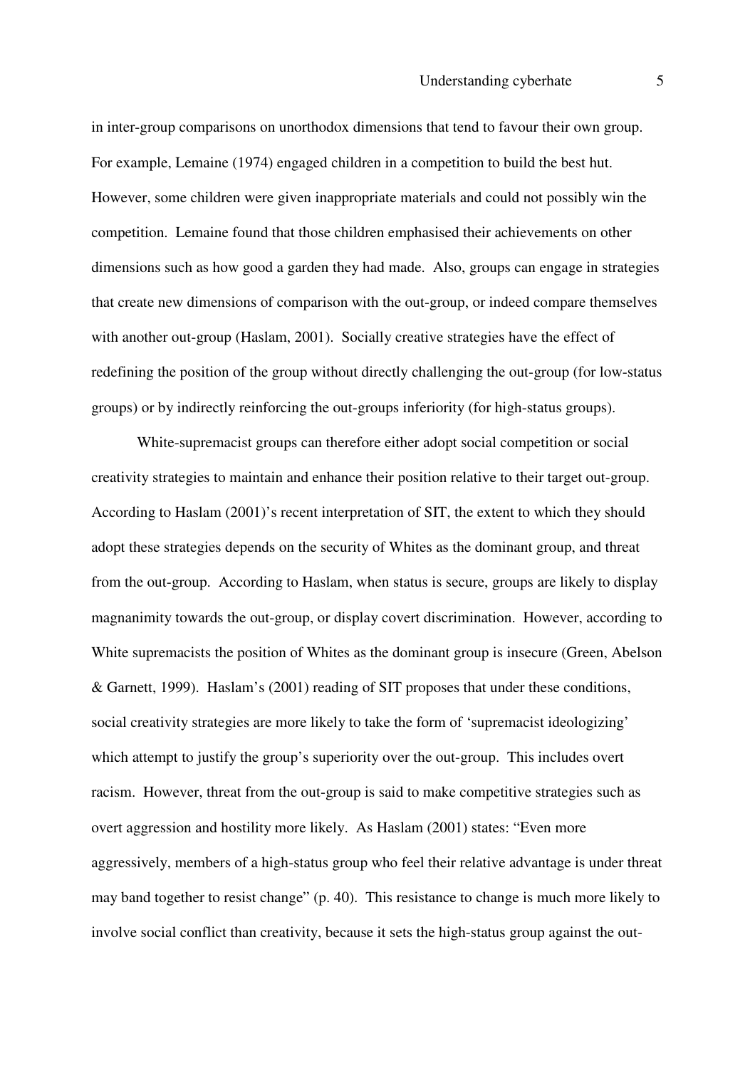in inter-group comparisons on unorthodox dimensions that tend to favour their own group. For example, Lemaine (1974) engaged children in a competition to build the best hut. However, some children were given inappropriate materials and could not possibly win the competition. Lemaine found that those children emphasised their achievements on other dimensions such as how good a garden they had made. Also, groups can engage in strategies that create new dimensions of comparison with the out-group, or indeed compare themselves with another out-group (Haslam, 2001). Socially creative strategies have the effect of redefining the position of the group without directly challenging the out-group (for low-status groups) or by indirectly reinforcing the out-groups inferiority (for high-status groups).

White-supremacist groups can therefore either adopt social competition or social creativity strategies to maintain and enhance their position relative to their target out-group. According to Haslam (2001)'s recent interpretation of SIT, the extent to which they should adopt these strategies depends on the security of Whites as the dominant group, and threat from the out-group. According to Haslam, when status is secure, groups are likely to display magnanimity towards the out-group, or display covert discrimination. However, according to White supremacists the position of Whites as the dominant group is insecure (Green, Abelson & Garnett, 1999). Haslam's (2001) reading of SIT proposes that under these conditions, social creativity strategies are more likely to take the form of 'supremacist ideologizing' which attempt to justify the group's superiority over the out-group. This includes overt racism. However, threat from the out-group is said to make competitive strategies such as overt aggression and hostility more likely. As Haslam (2001) states: "Even more aggressively, members of a high-status group who feel their relative advantage is under threat may band together to resist change" (p. 40). This resistance to change is much more likely to involve social conflict than creativity, because it sets the high-status group against the out-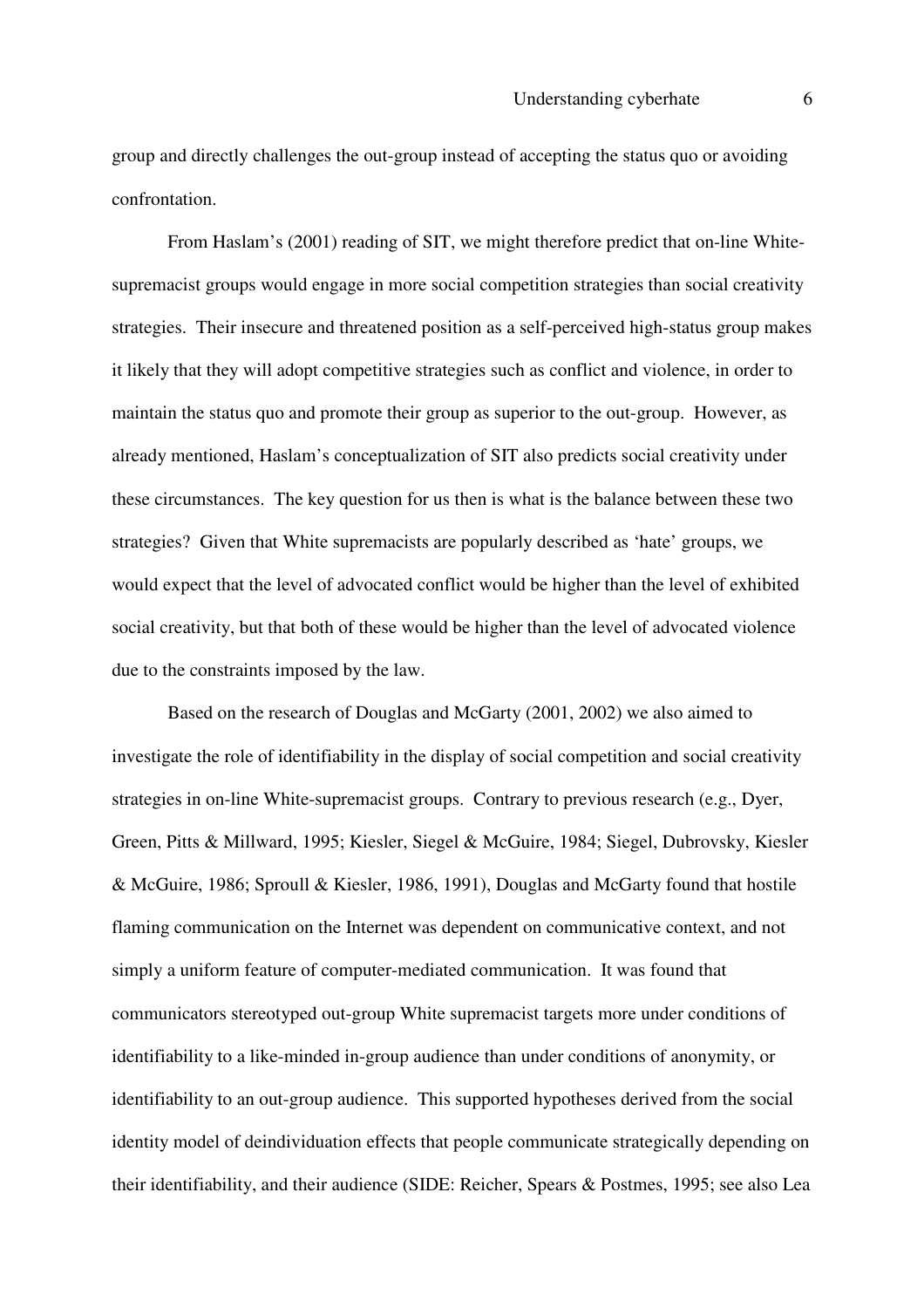group and directly challenges the out-group instead of accepting the status quo or avoiding confrontation.

From Haslam's (2001) reading of SIT, we might therefore predict that on-line White-supremacist groups would engage in more social competition strategies than social creativity strategies. Their insecure and threatened position as a self-perceived high-status group makes it likely that they will adopt competitive strategies such as conflict and violence, in order to maintain the status quo and promote their group as superior to the out-group. However, as already mentioned, Haslam's conceptualization of SIT also predicts social creativity under these circumstances. The key question for us then is what is the balance between these two strategies? Given that White supremacists are popularly described as 'hate' groups, we would expect that the level of advocated conflict would be higher than the level of exhibited social creativity, but that both of these would be higher than the level of advocated violence due to the constraints imposed by the law.

Based on the research of Douglas and McGarty (2001, 2002) we also aimed to investigate the role of identifiability in the display of social competition and social creativity strategies in on-line White-supremacist groups. Contrary to previous research (e.g., Dyer, Green, Pitts & Millward, 1995; Kiesler, Siegel & McGuire, 1984; Siegel, Dubrovsky, Kiesler & McGuire, 1986; Sproull & Kiesler, 1986, 1991), Douglas and McGarty found that hostile flaming communication on the Internet was dependent on communicative context, and not simply a uniform feature of computer-mediated communication. It was found that communicators stereotyped out-group White supremacist targets more under conditions of identifiability to a like-minded in-group audience than under conditions of anonymity, or identifiability to an out-group audience. This supported hypotheses derived from the social identity model of deindividuation effects that people communicate strategically depending on their identifiability, and their audience (SIDE: Reicher, Spears & Postmes, 1995; see also Lea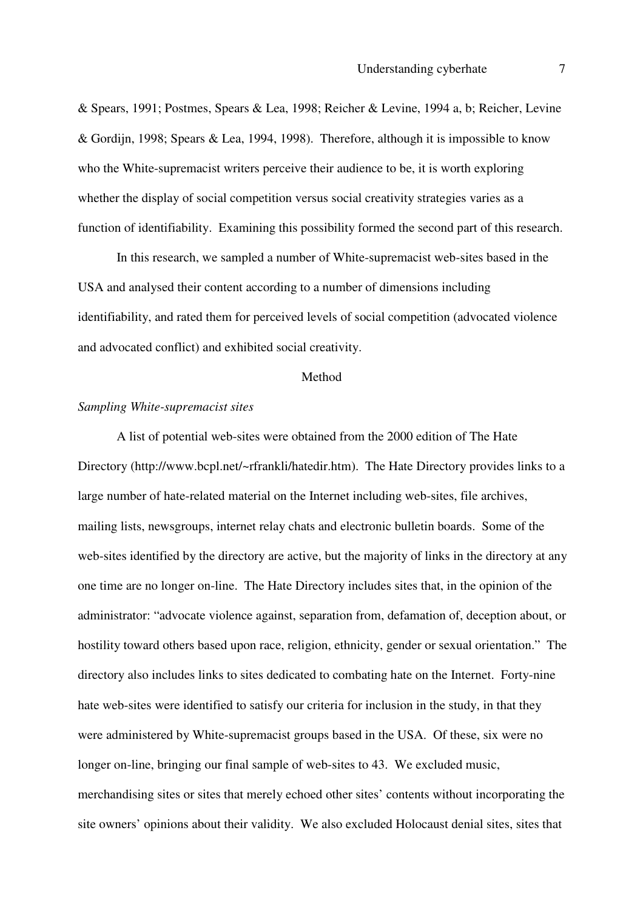& Spears, 1991; Postmes, Spears & Lea, 1998; Reicher & Levine, 1994 a, b; Reicher, Levine & Gordijn, 1998; Spears & Lea, 1994, 1998). Therefore, although it is impossible to know who the White-supremacist writers perceive their audience to be, it is worth exploring whether the display of social competition versus social creativity strategies varies as a function of identifiability. Examining this possibility formed the second part of this research.

In this research, we sampled a number of White-supremacist web-sites based in the USA and analysed their content according to a number of dimensions including identifiability, and rated them for perceived levels of social competition (advocated violence and advocated conflict) and exhibited social creativity.

## Method

*Sampling White-supremacist sites*

A list of potential web-sites were obtained from the 2000 edition of The Hate Directory (http://www.bcpl.net/~rfrankli/hatedir.htm). The Hate Directory provides links to a large number of hate-related material on the Internet including web-sites, file archives, mailing lists, newsgroups, internet relay chats and electronic bulletin boards. Some of the web-sites identified by the directory are active, but the majority of links in the directory at any one time are no longer on-line. The Hate Directory includes sites that, in the opinion of the administrator: "advocate violence against, separation from, defamation of, deception about, or hostility toward others based upon race, religion, ethnicity, gender or sexual orientation." The directory also includes links to sites dedicated to combating hate on the Internet. Forty-nine hate web-sites were identified to satisfy our criteria for inclusion in the study, in that they were administered by White-supremacist groups based in the USA. Of these, six were no longer on-line, bringing our final sample of web-sites to 43. We excluded music, merchandising sites or sites that merely echoed other sites' contents without incorporating the site owners' opinions about their validity. We also excluded Holocaust denial sites, sites that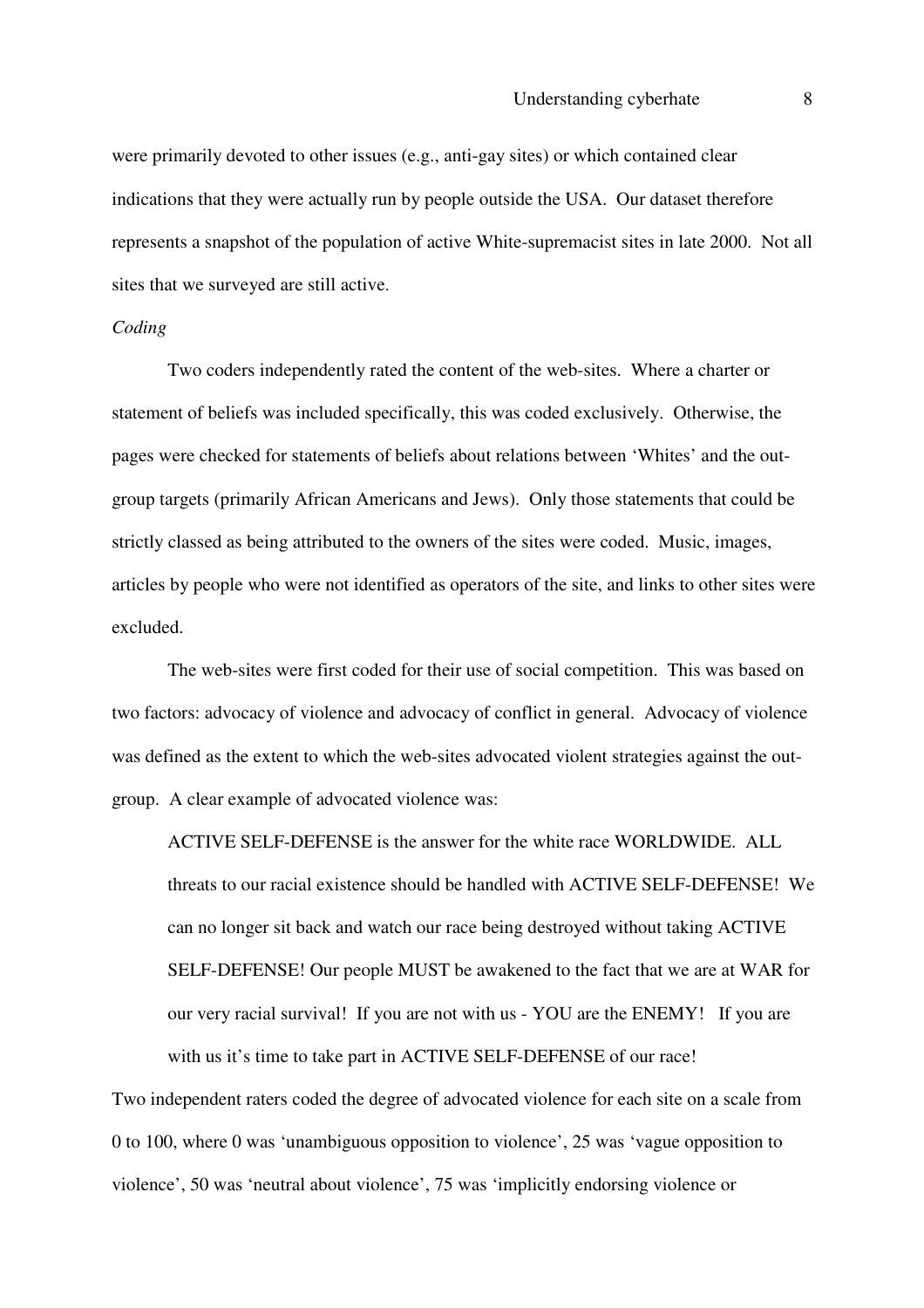were primarily devoted to other issues (e.g., anti-gay sites) or which contained clear indications that they were actually run by people outside the USA. Our dataset therefore represents a snapshot of the population of active White-supremacist sites in late 2000. Not all sites that we surveyed are still active.

*Coding*

Two coders independently rated the content of the web-sites. Where a charter or statement of beliefs was included specifically, this was coded exclusively. Otherwise, the pages were checked for statements of beliefs about relations between 'Whites' and the out-group targets (primarily African Americans and Jews). Only those statements that could be strictly classed as being attributed to the owners of the sites were coded. Music, images, articles by people who were not identified as operators of the site, and links to other sites were excluded.

The web-sites were first coded for their use of social competition. This was based on two factors: advocacy of violence and advocacy of conflict in general. Advocacy of violence was defined as the extent to which the web-sites advocated violent strategies against the out-group. A clear example of advocated violence was:

> ACTIVE SELF-DEFENSE is the answer for the white race WORLDWIDE. ALL threats to our racial existence should be handled with ACTIVE SELF-DEFENSE! We can no longer sit back and watch our race being destroyed without taking ACTIVE SELF-DEFENSE! Our people MUST be awakened to the fact that we are at WAR for our very racial survival! If you are not with us - YOU are the ENEMY! If you are with us it's time to take part in ACTIVE SELF-DEFENSE of our race!

Two independent raters coded the degree of advocated violence for each site on a scale from 0 to 100, where 0 was 'unambiguous opposition to violence', 25 was 'vague opposition to violence', 50 was 'neutral about violence', 75 was 'implicitly endorsing violence or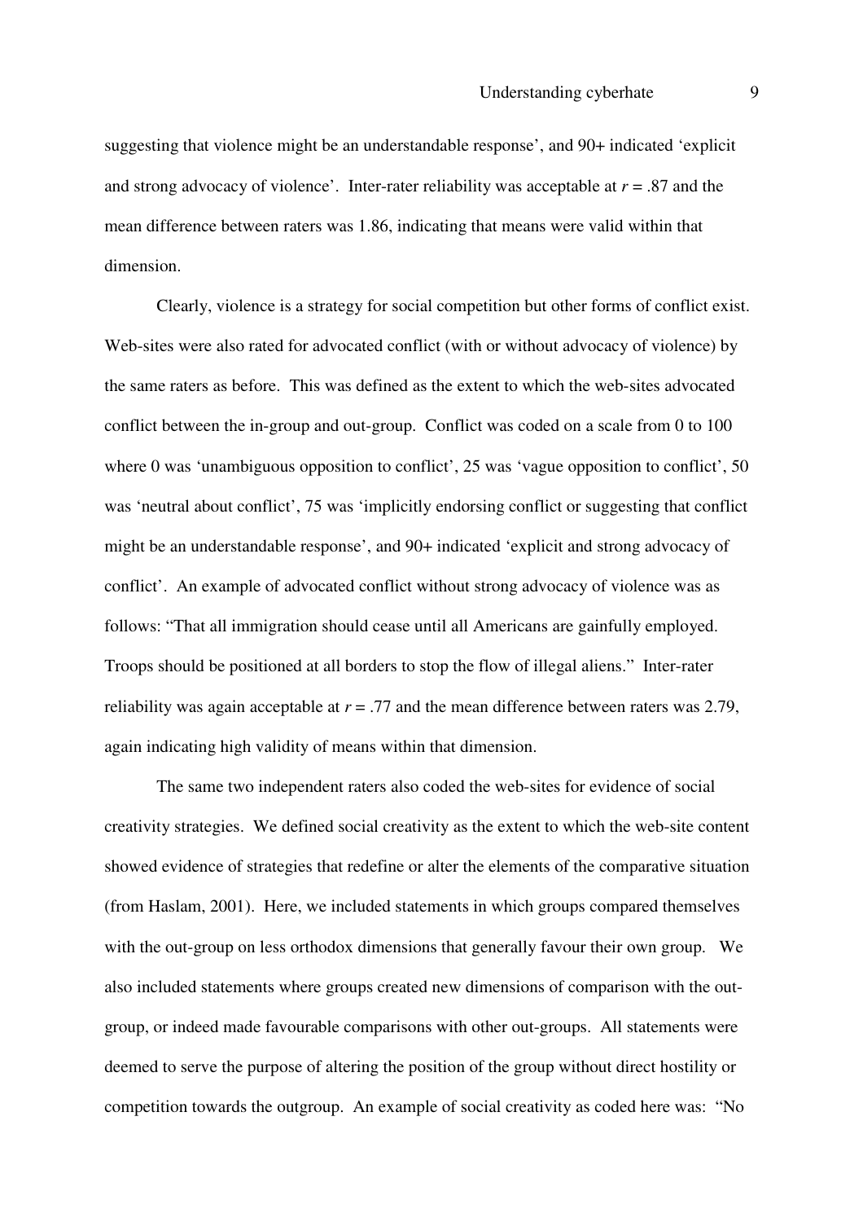suggesting that violence might be an understandable response', and 90+ indicated 'explicit and strong advocacy of violence'. Inter-rater reliability was acceptable at $r = .87$ and the mean difference between raters was 1.86, indicating that means were valid within that dimension.

Clearly, violence is a strategy for social competition but other forms of conflict exist. Web-sites were also rated for advocated conflict (with or without advocacy of violence) by the same raters as before. This was defined as the extent to which the web-sites advocated conflict between the in-group and out-group. Conflict was coded on a scale from 0 to 100 where 0 was 'unambiguous opposition to conflict', 25 was 'vague opposition to conflict', 50 was 'neutral about conflict', 75 was 'implicitly endorsing conflict or suggesting that conflict might be an understandable response', and 90+ indicated 'explicit and strong advocacy of conflict'. An example of advocated conflict without strong advocacy of violence was as follows: "That all immigration should cease until all Americans are gainfully employed. Troops should be positioned at all borders to stop the flow of illegal aliens." Inter-rater reliability was again acceptable at $r = .77$ and the mean difference between raters was 2.79, again indicating high validity of means within that dimension.

The same two independent raters also coded the web-sites for evidence of social creativity strategies. We defined social creativity as the extent to which the web-site content showed evidence of strategies that redefine or alter the elements of the comparative situation (from Haslam, 2001). Here, we included statements in which groups compared themselves with the out-group on less orthodox dimensions that generally favour their own group. We also included statements where groups created new dimensions of comparison with the out-group, or indeed made favourable comparisons with other out-groups. All statements were deemed to serve the purpose of altering the position of the group without direct hostility or competition towards the outgroup. An example of social creativity as coded here was: "No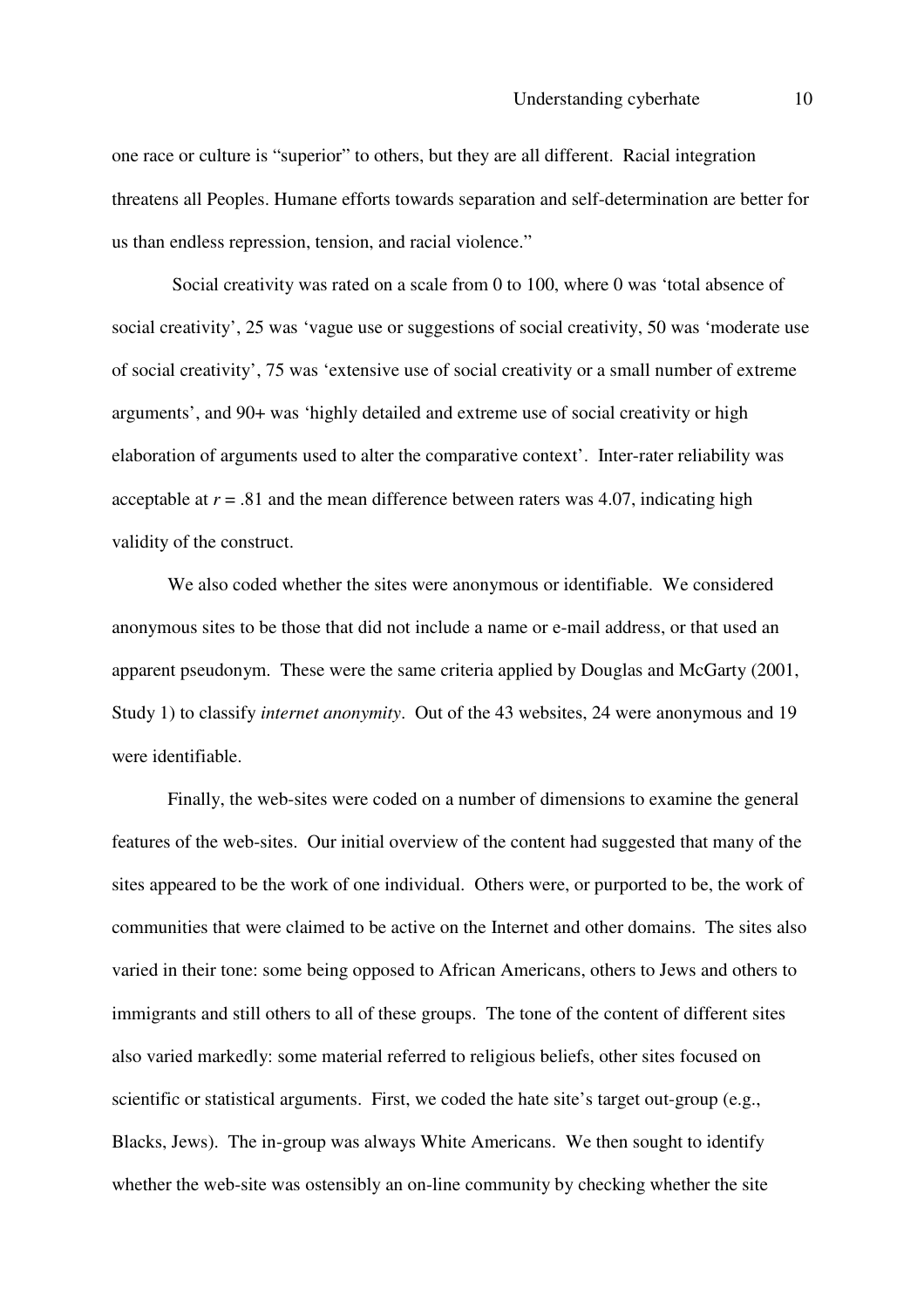one race or culture is “superior” to others, but they are all different. Racial integration threatens all Peoples. Humane efforts towards separation and self-determination are better for us than endless repression, tension, and racial violence.”

Social creativity was rated on a scale from 0 to 100, where 0 was ‘total absence of social creativity’, 25 was ‘vague use or suggestions of social creativity, 50 was ‘moderate use of social creativity’, 75 was ‘extensive use of social creativity or a small number of extreme arguments’, and 90+ was ‘highly detailed and extreme use of social creativity or high elaboration of arguments used to alter the comparative context’. Inter-rater reliability was acceptable at $r = .81$ and the mean difference between raters was 4.07, indicating high validity of the construct.

We also coded whether the sites were anonymous or identifiable. We considered anonymous sites to be those that did not include a name or e-mail address, or that used an apparent pseudonym. These were the same criteria applied by Douglas and McGarty (2001, Study 1) to classify *internet anonymity*. Out of the 43 websites, 24 were anonymous and 19 were identifiable.

Finally, the web-sites were coded on a number of dimensions to examine the general features of the web-sites. Our initial overview of the content had suggested that many of the sites appeared to be the work of one individual. Others were, or purported to be, the work of communities that were claimed to be active on the Internet and other domains. The sites also varied in their tone: some being opposed to African Americans, others to Jews and others to immigrants and still others to all of these groups. The tone of the content of different sites also varied markedly: some material referred to religious beliefs, other sites focused on scientific or statistical arguments. First, we coded the hate site’s target out-group (e.g., Blacks, Jews). The in-group was always White Americans. We then sought to identify whether the web-site was ostensibly an on-line community by checking whether the site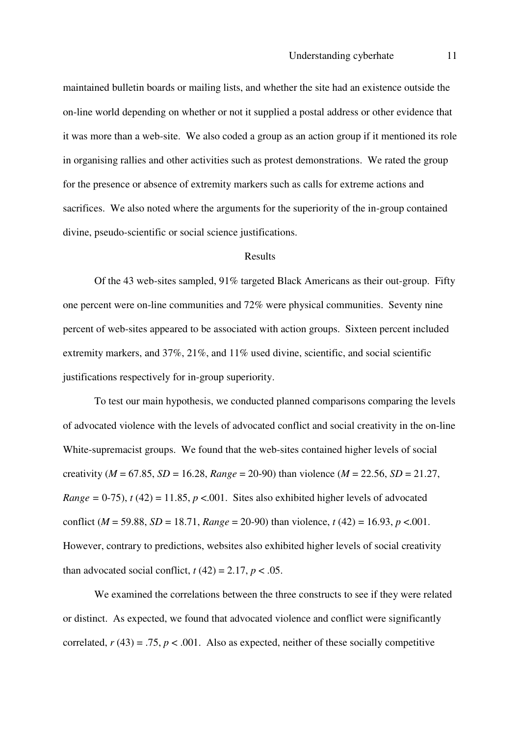maintained bulletin boards or mailing lists, and whether the site had an existence outside the on-line world depending on whether or not it supplied a postal address or other evidence that it was more than a web-site. We also coded a group as an action group if it mentioned its role in organising rallies and other activities such as protest demonstrations. We rated the group for the presence or absence of extremity markers such as calls for extreme actions and sacrifices. We also noted where the arguments for the superiority of the in-group contained divine, pseudo-scientific or social science justifications.

## Results

Of the 43 web-sites sampled, 91% targeted Black Americans as their out-group. Fifty one percent were on-line communities and 72% were physical communities. Seventy nine percent of web-sites appeared to be associated with action groups. Sixteen percent included extremity markers, and 37%, 21%, and 11% used divine, scientific, and social scientific justifications respectively for in-group superiority.

To test our main hypothesis, we conducted planned comparisons comparing the levels of advocated violence with the levels of advocated conflict and social creativity in the on-line White-supremacist groups. We found that the web-sites contained higher levels of social creativity ($M$ = 67.85, $SD$ = 16.28, *Range* = 20-90) than violence ($M$ = 22.56, $SD$ = 21.27, *Range* = 0-75), $t$ (42) = 11.85, $p$ <.001. Sites also exhibited higher levels of advocated conflict ($M$ = 59.88, $SD$ = 18.71, *Range* = 20-90) than violence, $t$ (42) = 16.93, $p$ <.001. However, contrary to predictions, websites also exhibited higher levels of social creativity than advocated social conflict, $t$ (42) = 2.17, $p$ < .05.

We examined the correlations between the three constructs to see if they were related or distinct. As expected, we found that advocated violence and conflict were significantly correlated, $r$ (43) = .75, $p$ < .001. Also as expected, neither of these socially competitive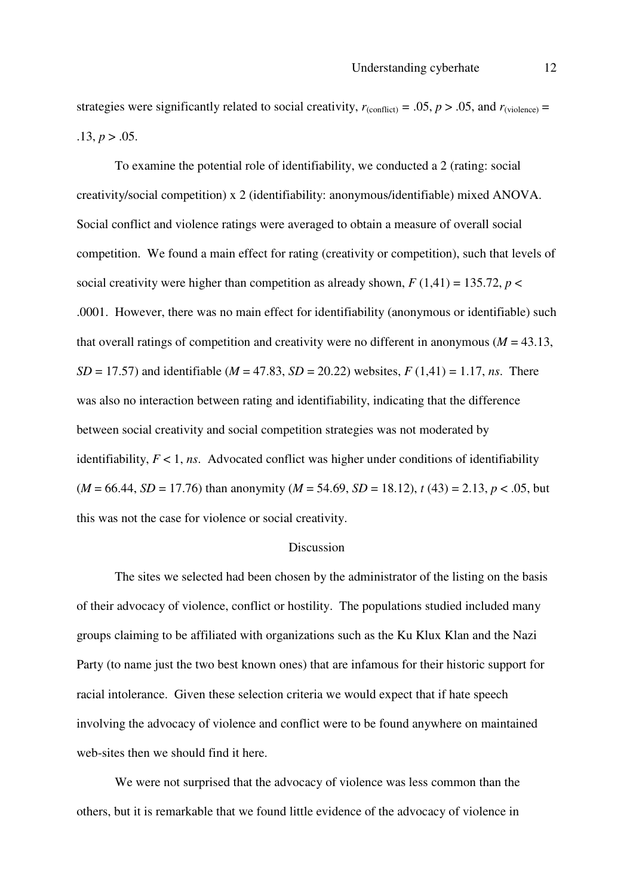strategies were significantly related to social creativity, $r_{(conflict)} = .05$, $p > .05$, and $r_{(violence)} = .13$, $p > .05$.

To examine the potential role of identifiability, we conducted a 2 (rating: social creativity/social competition) x 2 (identifiability: anonymous/identifiable) mixed ANOVA. Social conflict and violence ratings were averaged to obtain a measure of overall social competition. We found a main effect for rating (creativity or competition), such that levels of social creativity were higher than competition as already shown, $F(1,41) = 135.72$, $p < .0001$. However, there was no main effect for identifiability (anonymous or identifiable) such that overall ratings of competition and creativity were no different in anonymous ($M = 43.13$, $SD = 17.57$) and identifiable ($M = 47.83$, $SD = 20.22$) websites, $F(1,41) = 1.17$, *ns*. There was also no interaction between rating and identifiability, indicating that the difference between social creativity and social competition strategies was not moderated by identifiability, $F < 1$, *ns*. Advocated conflict was higher under conditions of identifiability ($M = 66.44$, $SD = 17.76$) than anonymity ($M = 54.69$, $SD = 18.12$), $t(43) = 2.13$, $p < .05$, but this was not the case for violence or social creativity.

## Discussion

The sites we selected had been chosen by the administrator of the listing on the basis of their advocacy of violence, conflict or hostility. The populations studied included many groups claiming to be affiliated with organizations such as the Ku Klux Klan and the Nazi Party (to name just the two best known ones) that are infamous for their historic support for racial intolerance. Given these selection criteria we would expect that if hate speech involving the advocacy of violence and conflict were to be found anywhere on maintained web-sites then we should find it here.

We were not surprised that the advocacy of violence was less common than the others, but it is remarkable that we found little evidence of the advocacy of violence in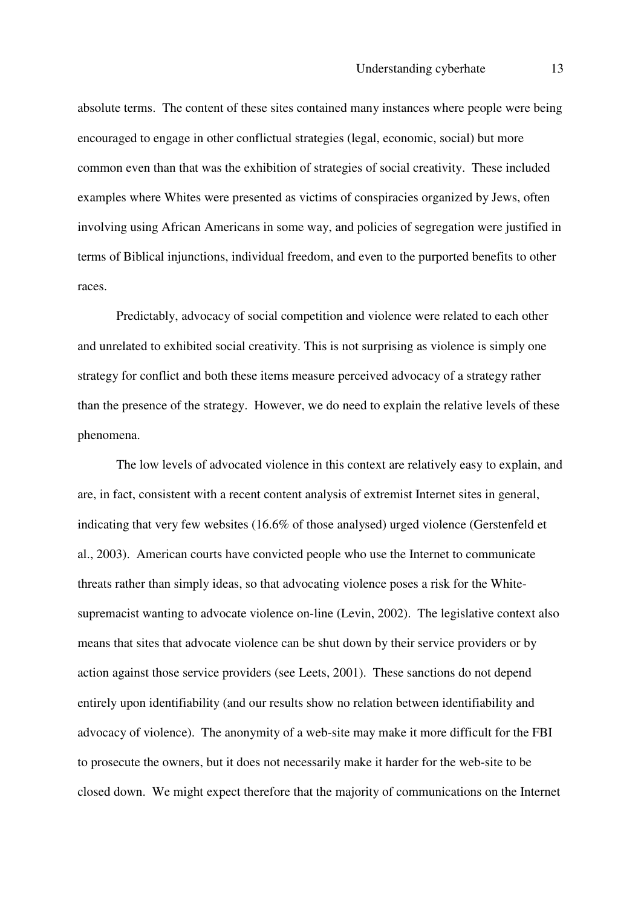absolute terms. The content of these sites contained many instances where people were being encouraged to engage in other conflictual strategies (legal, economic, social) but more common even than that was the exhibition of strategies of social creativity. These included examples where Whites were presented as victims of conspiracies organized by Jews, often involving using African Americans in some way, and policies of segregation were justified in terms of Biblical injunctions, individual freedom, and even to the purported benefits to other races.

Predictably, advocacy of social competition and violence were related to each other and unrelated to exhibited social creativity. This is not surprising as violence is simply one strategy for conflict and both these items measure perceived advocacy of a strategy rather than the presence of the strategy. However, we do need to explain the relative levels of these phenomena.

The low levels of advocated violence in this context are relatively easy to explain, and are, in fact, consistent with a recent content analysis of extremist Internet sites in general, indicating that very few websites (16.6% of those analysed) urged violence (Gerstenfeld et al., 2003). American courts have convicted people who use the Internet to communicate threats rather than simply ideas, so that advocating violence poses a risk for the White-supremacist wanting to advocate violence on-line (Levin, 2002). The legislative context also means that sites that advocate violence can be shut down by their service providers or by action against those service providers (see Leets, 2001). These sanctions do not depend entirely upon identifiability (and our results show no relation between identifiability and advocacy of violence). The anonymity of a web-site may make it more difficult for the FBI to prosecute the owners, but it does not necessarily make it harder for the web-site to be closed down. We might expect therefore that the majority of communications on the Internet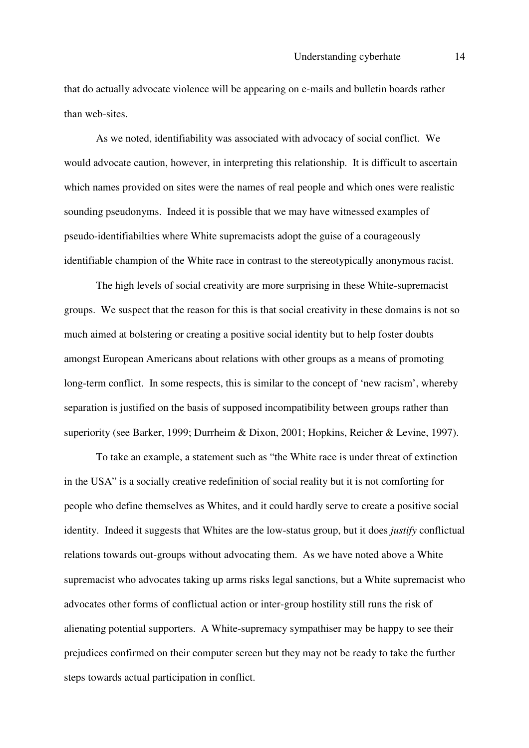that do actually advocate violence will be appearing on e-mails and bulletin boards rather than web-sites.

As we noted, identifiability was associated with advocacy of social conflict. We would advocate caution, however, in interpreting this relationship. It is difficult to ascertain which names provided on sites were the names of real people and which ones were realistic sounding pseudonyms. Indeed it is possible that we may have witnessed examples of pseudo-identifiabilties where White supremacists adopt the guise of a courageously identifiable champion of the White race in contrast to the stereotypically anonymous racist.

The high levels of social creativity are more surprising in these White-supremacist groups. We suspect that the reason for this is that social creativity in these domains is not so much aimed at bolstering or creating a positive social identity but to help foster doubts amongst European Americans about relations with other groups as a means of promoting long-term conflict. In some respects, this is similar to the concept of 'new racism', whereby separation is justified on the basis of supposed incompatibility between groups rather than superiority (see Barker, 1999; Durrheim & Dixon, 2001; Hopkins, Reicher & Levine, 1997).

To take an example, a statement such as "the White race is under threat of extinction in the USA" is a socially creative redefinition of social reality but it is not comforting for people who define themselves as Whites, and it could hardly serve to create a positive social identity. Indeed it suggests that Whites are the low-status group, but it does *justify* conflictual relations towards out-groups without advocating them. As we have noted above a White supremacist who advocates taking up arms risks legal sanctions, but a White supremacist who advocates other forms of conflictual action or inter-group hostility still runs the risk of alienating potential supporters. A White-supremacy sympathiser may be happy to see their prejudices confirmed on their computer screen but they may not be ready to take the further steps towards actual participation in conflict.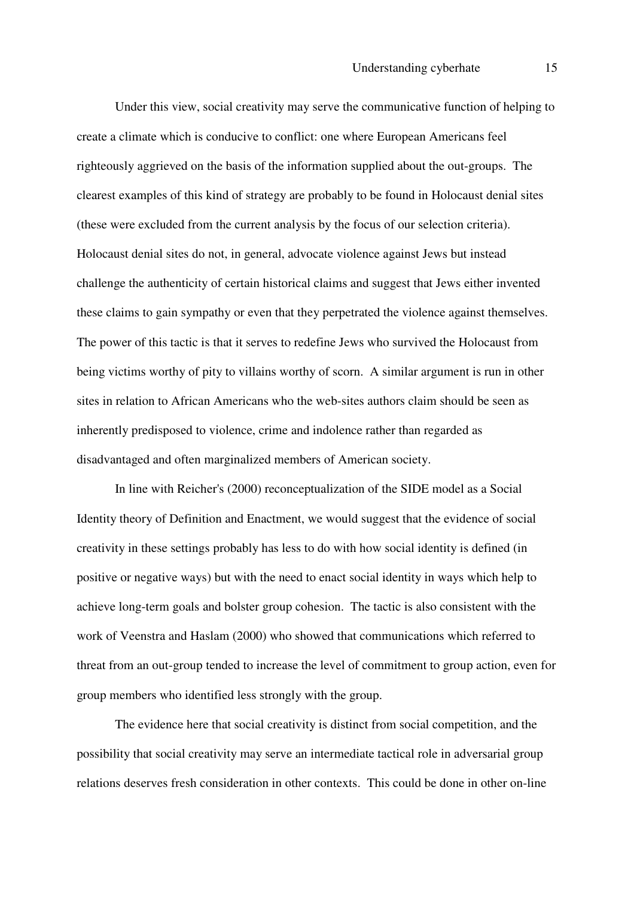Under this view, social creativity may serve the communicative function of helping to create a climate which is conducive to conflict: one where European Americans feel righteously aggrieved on the basis of the information supplied about the out-groups. The clearest examples of this kind of strategy are probably to be found in Holocaust denial sites (these were excluded from the current analysis by the focus of our selection criteria). Holocaust denial sites do not, in general, advocate violence against Jews but instead challenge the authenticity of certain historical claims and suggest that Jews either invented these claims to gain sympathy or even that they perpetrated the violence against themselves. The power of this tactic is that it serves to redefine Jews who survived the Holocaust from being victims worthy of pity to villains worthy of scorn. A similar argument is run in other sites in relation to African Americans who the web-sites authors claim should be seen as inherently predisposed to violence, crime and indolence rather than regarded as disadvantaged and often marginalized members of American society.

In line with Reicher's (2000) reconceptualization of the SIDE model as a Social Identity theory of Definition and Enactment, we would suggest that the evidence of social creativity in these settings probably has less to do with how social identity is defined (in positive or negative ways) but with the need to enact social identity in ways which help to achieve long-term goals and bolster group cohesion. The tactic is also consistent with the work of Veenstra and Haslam (2000) who showed that communications which referred to threat from an out-group tended to increase the level of commitment to group action, even for group members who identified less strongly with the group.

The evidence here that social creativity is distinct from social competition, and the possibility that social creativity may serve an intermediate tactical role in adversarial group relations deserves fresh consideration in other contexts. This could be done in other on-line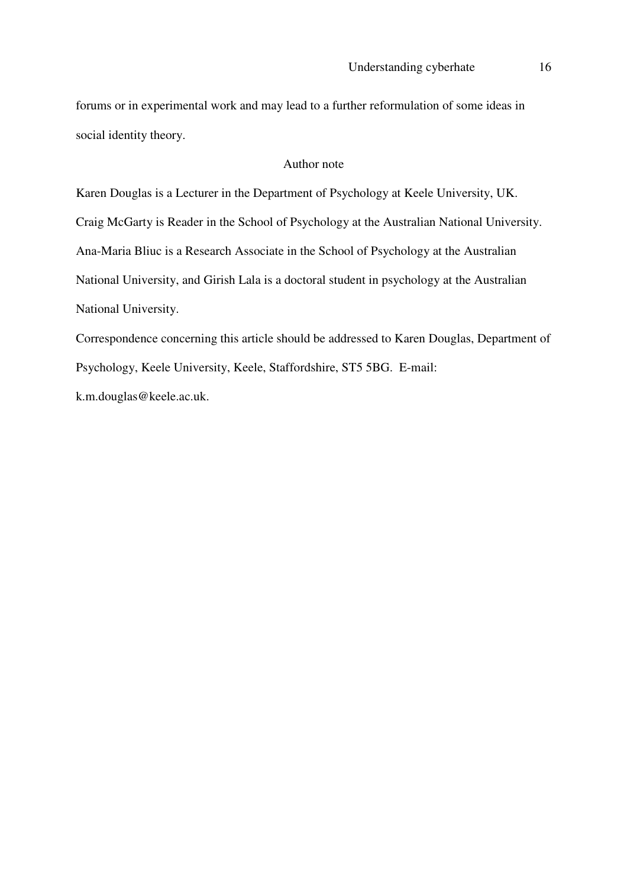forums or in experimental work and may lead to a further reformulation of some ideas in social identity theory.

## Author note

Karen Douglas is a Lecturer in the Department of Psychology at Keele University, UK. Craig McGarty is Reader in the School of Psychology at the Australian National University. Ana-Maria Bliuc is a Research Associate in the School of Psychology at the Australian National University, and Girish Lala is a doctoral student in psychology at the Australian National University.

Correspondence concerning this article should be addressed to Karen Douglas, Department of Psychology, Keele University, Keele, Staffordshire, ST5 5BG. E-mail: k.m.douglas@keele.ac.uk.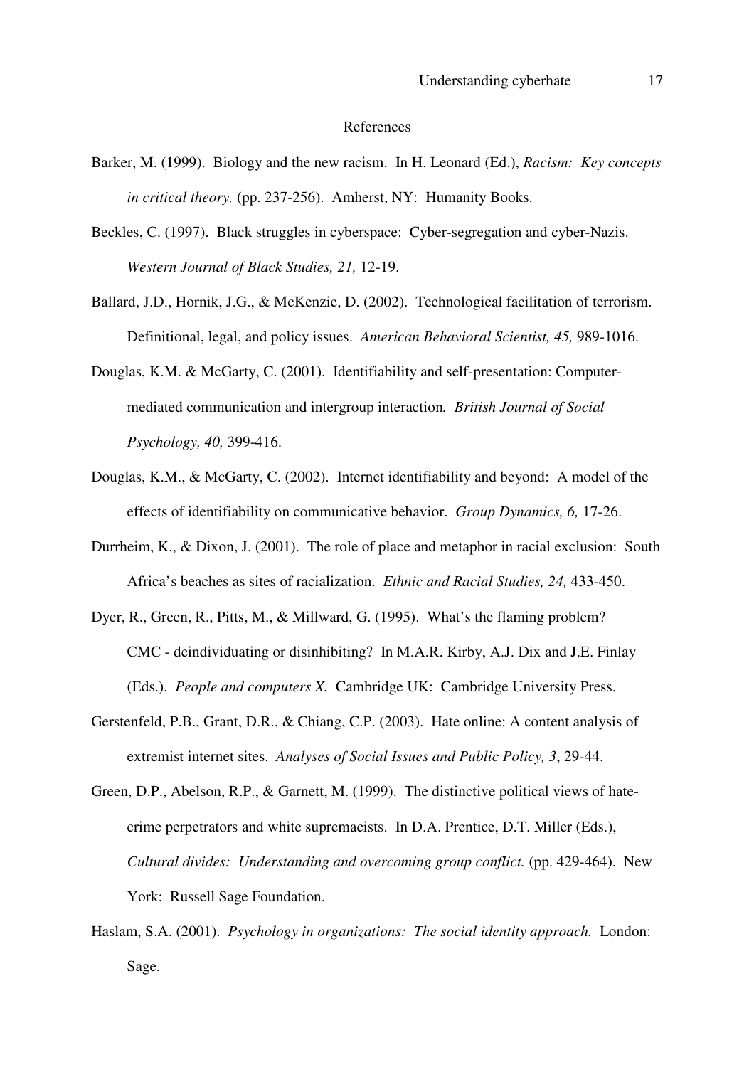# References

Barker, M. (1999). Biology and the new racism. In H. Leonard (Ed.), *Racism: Key concepts in critical theory.* (pp. 237-256). Amherst, NY: Humanity Books.

Beckles, C. (1997). Black struggles in cyberspace: Cyber-segregation and cyber-Nazis. *Western Journal of Black Studies, 21,* 12-19.

Ballard, J.D., Hornik, J.G., & McKenzie, D. (2002). Technological facilitation of terrorism. Definitional, legal, and policy issues. *American Behavioral Scientist, 45,* 989-1016.

Douglas, K.M. & McGarty, C. (2001). Identifiability and self-presentation: Computer-mediated communication and intergroup interaction*. British Journal of Social Psychology, 40,* 399-416.

Douglas, K.M., & McGarty, C. (2002). Internet identifiability and beyond: A model of the effects of identifiability on communicative behavior. *Group Dynamics, 6,* 17-26.

Durrheim, K., & Dixon, J. (2001). The role of place and metaphor in racial exclusion: South Africa's beaches as sites of racialization. *Ethnic and Racial Studies, 24,* 433-450.

Dyer, R., Green, R., Pitts, M., & Millward, G. (1995). What's the flaming problem? CMC - deindividuating or disinhibiting? In M.A.R. Kirby, A.J. Dix and J.E. Finlay (Eds.). *People and computers X.* Cambridge UK: Cambridge University Press.

Gerstenfeld, P.B., Grant, D.R., & Chiang, C.P. (2003). Hate online: A content analysis of extremist internet sites. *Analyses of Social Issues and Public Policy, 3*, 29-44.

Green, D.P., Abelson, R.P., & Garnett, M. (1999). The distinctive political views of hate-crime perpetrators and white supremacists. In D.A. Prentice, D.T. Miller (Eds.), *Cultural divides: Understanding and overcoming group conflict.* (pp. 429-464). New York: Russell Sage Foundation.

Haslam, S.A. (2001). *Psychology in organizations: The social identity approach.* London: Sage.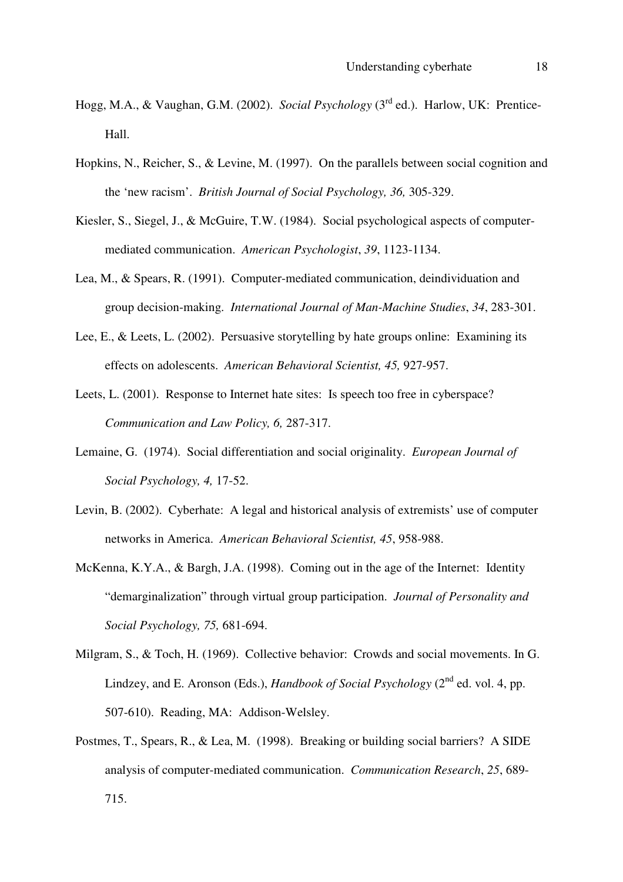Hogg, M.A., & Vaughan, G.M. (2002). *Social Psychology* (3rd ed.). Harlow, UK: Prentice-Hall.

Hopkins, N., Reicher, S., & Levine, M. (1997). On the parallels between social cognition and the 'new racism'. *British Journal of Social Psychology, 36,* 305-329.

Kiesler, S., Siegel, J., & McGuire, T.W. (1984). Social psychological aspects of computer-mediated communication. *American Psychologist*, *39*, 1123-1134.

Lea, M., & Spears, R. (1991). Computer-mediated communication, deindividuation and group decision-making. *International Journal of Man-Machine Studies*, *34*, 283-301.

Lee, E., & Leets, L. (2002). Persuasive storytelling by hate groups online: Examining its effects on adolescents. *American Behavioral Scientist, 45,* 927-957.

Leets, L. (2001). Response to Internet hate sites: Is speech too free in cyberspace? *Communication and Law Policy, 6,* 287-317.

Lemaine, G. (1974). Social differentiation and social originality. *European Journal of Social Psychology, 4,* 17-52.

Levin, B. (2002). Cyberhate: A legal and historical analysis of extremists' use of computer networks in America. *American Behavioral Scientist, 45*, 958-988.

McKenna, K.Y.A., & Bargh, J.A. (1998). Coming out in the age of the Internet: Identity "demarginalization" through virtual group participation. *Journal of Personality and Social Psychology, 75,* 681-694.

Milgram, S., & Toch, H. (1969). Collective behavior: Crowds and social movements. In G. Lindzey, and E. Aronson (Eds.), *Handbook of Social Psychology* (2nd ed. vol. 4, pp. 507-610). Reading, MA: Addison-Welsley.

Postmes, T., Spears, R., & Lea, M. (1998). Breaking or building social barriers? A SIDE analysis of computer-mediated communication. *Communication Research*, *25*, 689-715.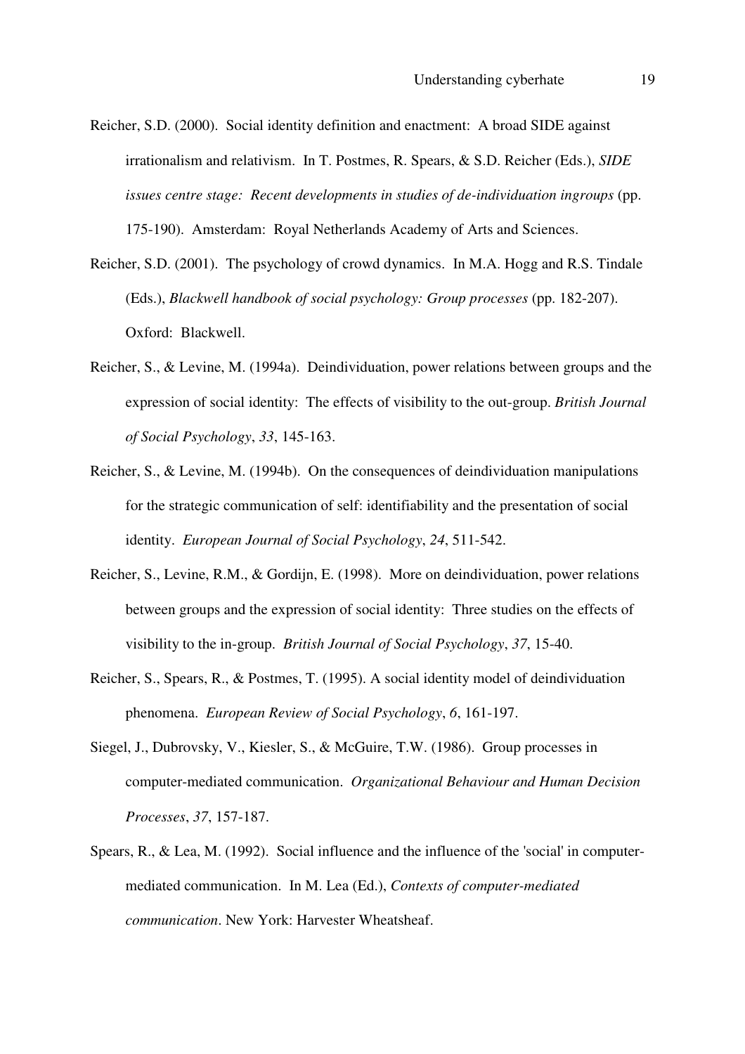Reicher, S.D. (2000). Social identity definition and enactment: A broad SIDE against irrationalism and relativism. In T. Postmes, R. Spears, & S.D. Reicher (Eds.), *SIDE issues centre stage: Recent developments in studies of de-individuation ingroups* (pp. 175-190). Amsterdam: Royal Netherlands Academy of Arts and Sciences.

Reicher, S.D. (2001). The psychology of crowd dynamics. In M.A. Hogg and R.S. Tindale (Eds.), *Blackwell handbook of social psychology: Group processes* (pp. 182-207). Oxford: Blackwell.

Reicher, S., & Levine, M. (1994a). Deindividuation, power relations between groups and the expression of social identity: The effects of visibility to the out-group. *British Journal of Social Psychology*, *33*, 145-163.

Reicher, S., & Levine, M. (1994b). On the consequences of deindividuation manipulations for the strategic communication of self: identifiability and the presentation of social identity. *European Journal of Social Psychology*, *24*, 511-542.

Reicher, S., Levine, R.M., & Gordijn, E. (1998). More on deindividuation, power relations between groups and the expression of social identity: Three studies on the effects of visibility to the in-group. *British Journal of Social Psychology*, *37*, 15-40.

Reicher, S., Spears, R., & Postmes, T. (1995). A social identity model of deindividuation phenomena. *European Review of Social Psychology*, *6*, 161-197.

Siegel, J., Dubrovsky, V., Kiesler, S., & McGuire, T.W. (1986). Group processes in computer-mediated communication. *Organizational Behaviour and Human Decision Processes*, *37*, 157-187.

Spears, R., & Lea, M. (1992). Social influence and the influence of the 'social' in computer-mediated communication. In M. Lea (Ed.), *Contexts of computer-mediated communication*. New York: Harvester Wheatsheaf.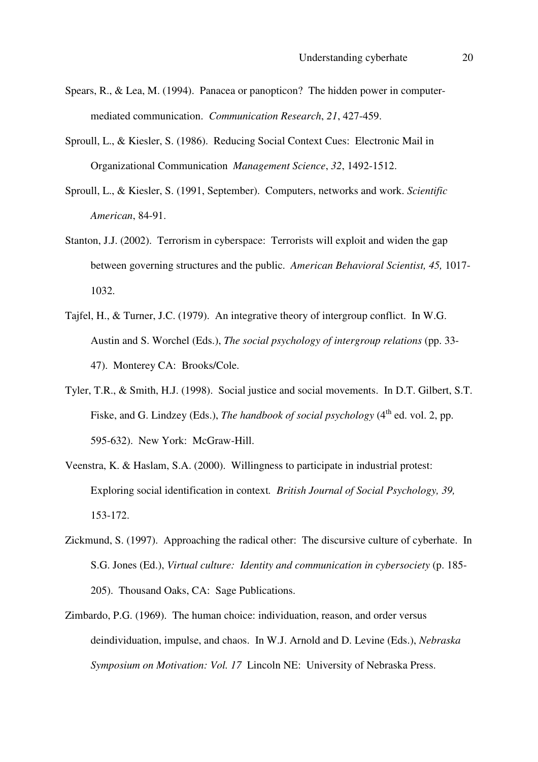Spears, R., & Lea, M. (1994). Panacea or panopticon? The hidden power in computer-mediated communication. *Communication Research*, *21*, 427-459.

Sproull, L., & Kiesler, S. (1986). Reducing Social Context Cues: Electronic Mail in Organizational Communication *Management Science*, *32*, 1492-1512.

Sproull, L., & Kiesler, S. (1991, September). Computers, networks and work. *Scientific American*, 84-91.

Stanton, J.J. (2002). Terrorism in cyberspace: Terrorists will exploit and widen the gap between governing structures and the public. *American Behavioral Scientist, 45,* 1017-1032.

Tajfel, H., & Turner, J.C. (1979). An integrative theory of intergroup conflict. In W.G. Austin and S. Worchel (Eds.), *The social psychology of intergroup relations* (pp. 33-47). Monterey CA: Brooks/Cole.

Tyler, T.R., & Smith, H.J. (1998). Social justice and social movements. In D.T. Gilbert, S.T. Fiske, and G. Lindzey (Eds.), *The handbook of social psychology* (4th ed. vol. 2, pp. 595-632). New York: McGraw-Hill.

Veenstra, K. & Haslam, S.A. (2000). Willingness to participate in industrial protest: Exploring social identification in context. *British Journal of Social Psychology, 39,* 153-172.

Zickmund, S. (1997). Approaching the radical other: The discursive culture of cyberhate. In S.G. Jones (Ed.), *Virtual culture: Identity and communication in cybersociety* (p. 185-205). Thousand Oaks, CA: Sage Publications.

Zimbardo, P.G. (1969). The human choice: individuation, reason, and order versus deindividuation, impulse, and chaos. In W.J. Arnold and D. Levine (Eds.), *Nebraska Symposium on Motivation: Vol. 17* Lincoln NE: University of Nebraska Press.